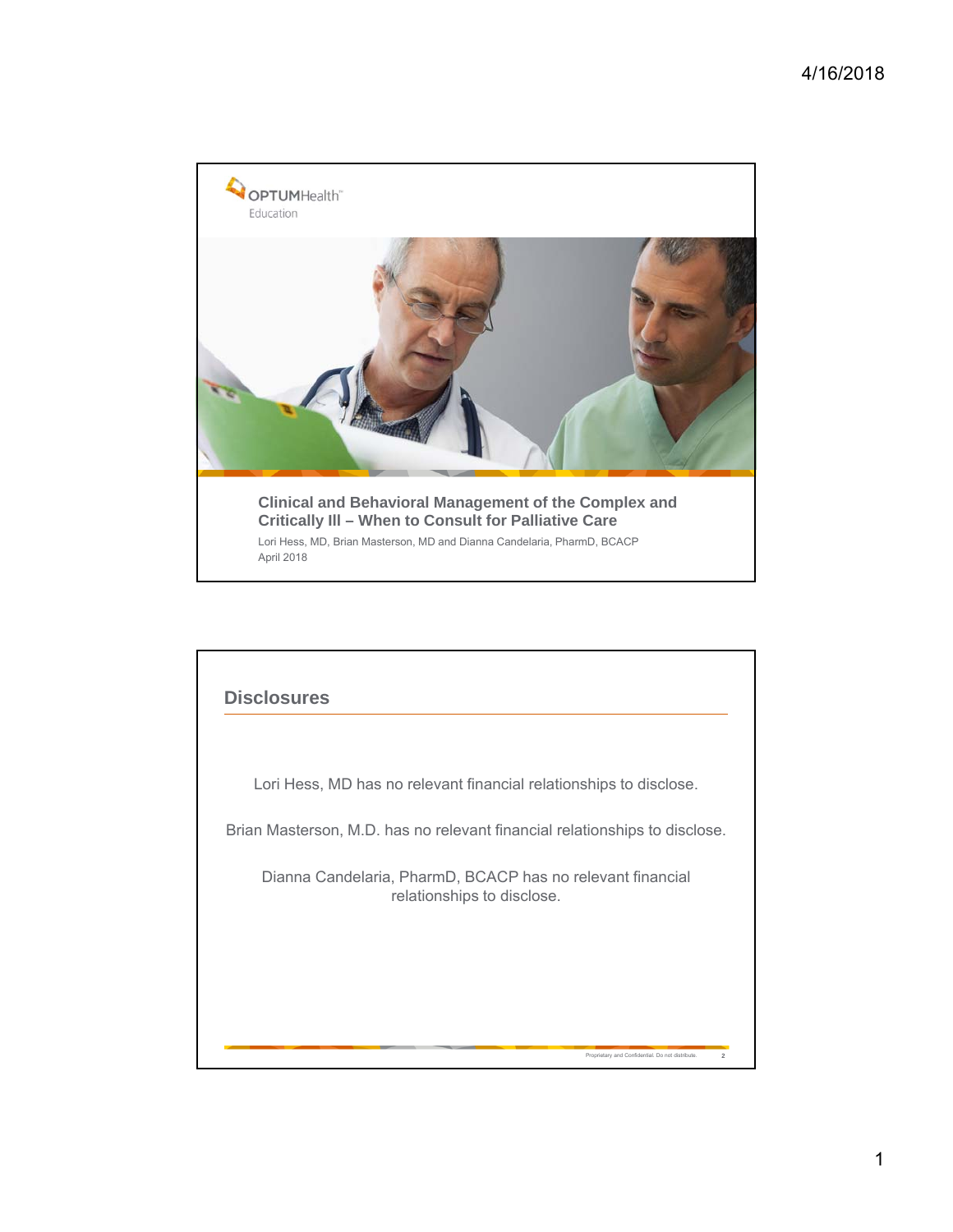OPTUMHealth™
Education

# Clinical and Behavioral Management of the Complex and Critically Ill – When to Consult for Palliative Care

Lori Hess, MD, Brian Masterson, MD and Dianna Candelaria, PharmD, BCACP
April 2018

## Disclosures

Lori Hess, MD has no relevant financial relationships to disclose.

Brian Masterson, M.D. has no relevant financial relationships to disclose.

Dianna Candelaria, PharmD, BCACP has no relevant financial relationships to disclose.

Proprietary and Confidential. Do not distribute.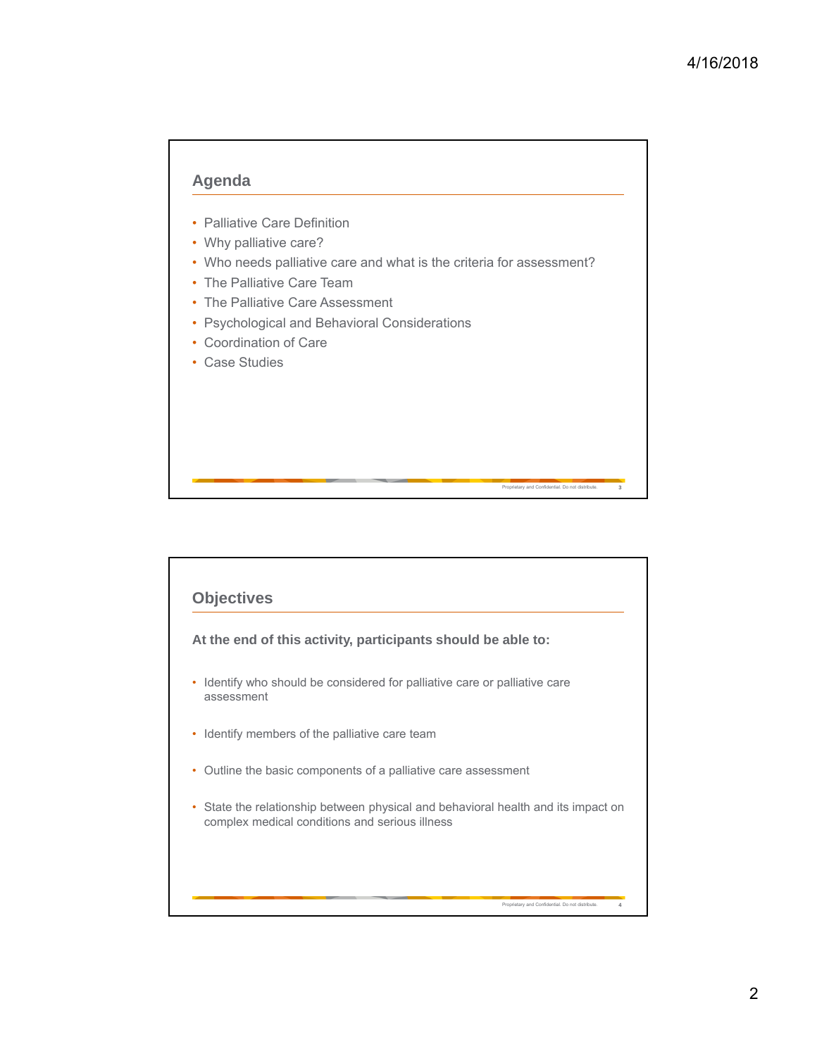## Agenda

- Palliative Care Definition
- Why palliative care?
- Who needs palliative care and what is the criteria for assessment?
- The Palliative Care Team
- The Palliative Care Assessment
- Psychological and Behavioral Considerations
- Coordination of Care
- Case Studies

## Objectives

**At the end of this activity, participants should be able to:**

- Identify who should be considered for palliative care or palliative care assessment
- Identify members of the palliative care team
- Outline the basic components of a palliative care assessment
- State the relationship between physical and behavioral health and its impact on complex medical conditions and serious illness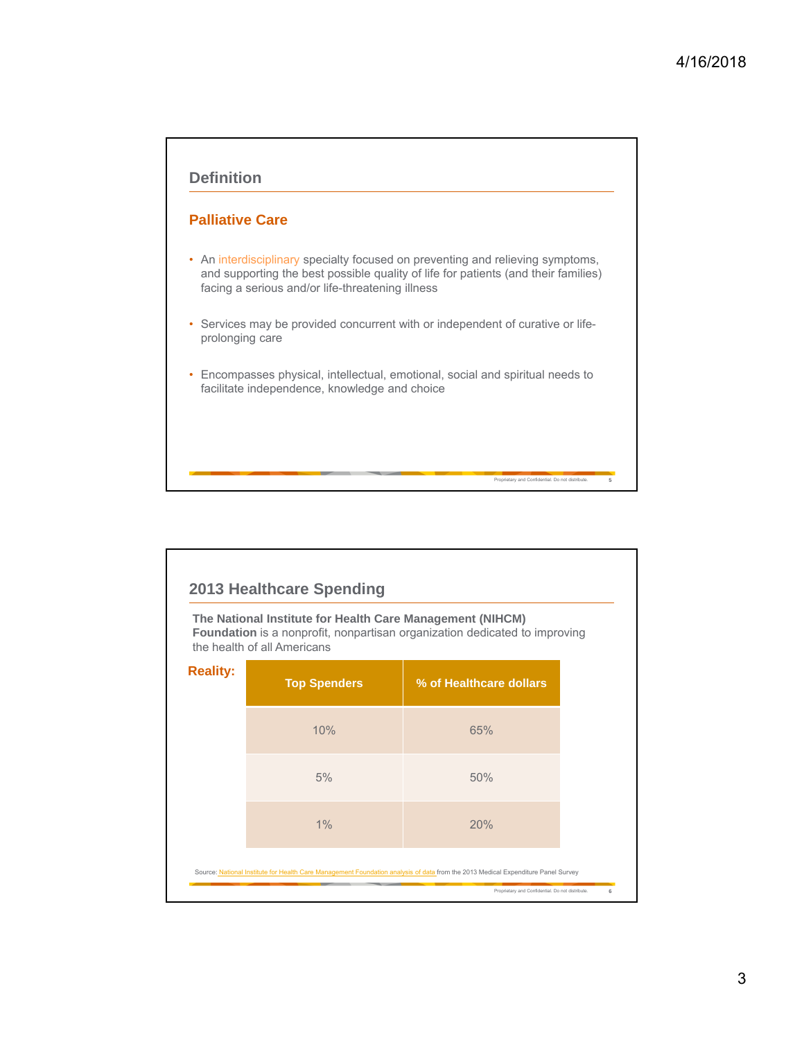## Definition

### Palliative Care

- An interdisciplinary specialty focused on preventing and relieving symptoms, and supporting the best possible quality of life for patients (and their families) facing a serious and/or life-threatening illness
- Services may be provided concurrent with or independent of curative or life-prolonging care
- Encompasses physical, intellectual, emotional, social and spiritual needs to facilitate independence, knowledge and choice

## 2013 Healthcare Spending

**The National Institute for Health Care Management (NIHCM) Foundation** is a nonprofit, nonpartisan organization dedicated to improving the health of all Americans

**Reality:**

| Top Spenders | % of Healthcare dollars |
| --- | --- |
| 10% | 65% |
| 5% | 50% |
| 1% | 20% |

Source: National Institute for Health Care Management Foundation analysis of data from the 2013 Medical Expenditure Panel Survey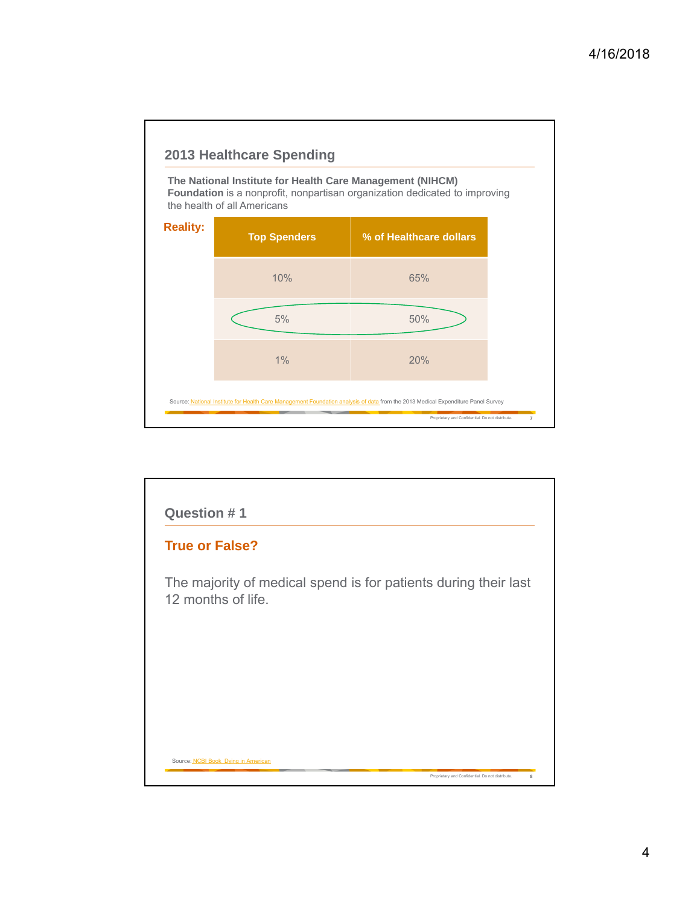## 2013 Healthcare Spending

**The National Institute for Health Care Management (NIHCM) Foundation** is a nonprofit, nonpartisan organization dedicated to improving the health of all Americans

**Reality:**

| Top Spenders | % of Healthcare dollars |
| --- | --- |
| 10% | 65% |
| 5% | 50% |
| 1% | 20% |

Source: National Institute for Health Care Management Foundation analysis of data from the 2013 Medical Expenditure Panel Survey

Proprietary and Confidential. Do not distribute.

## Question # 1

**True or False?**

The majority of medical spend is for patients during their last 12 months of life.

Source: NCBI Book Dying in American

Proprietary and Confidential. Do not distribute.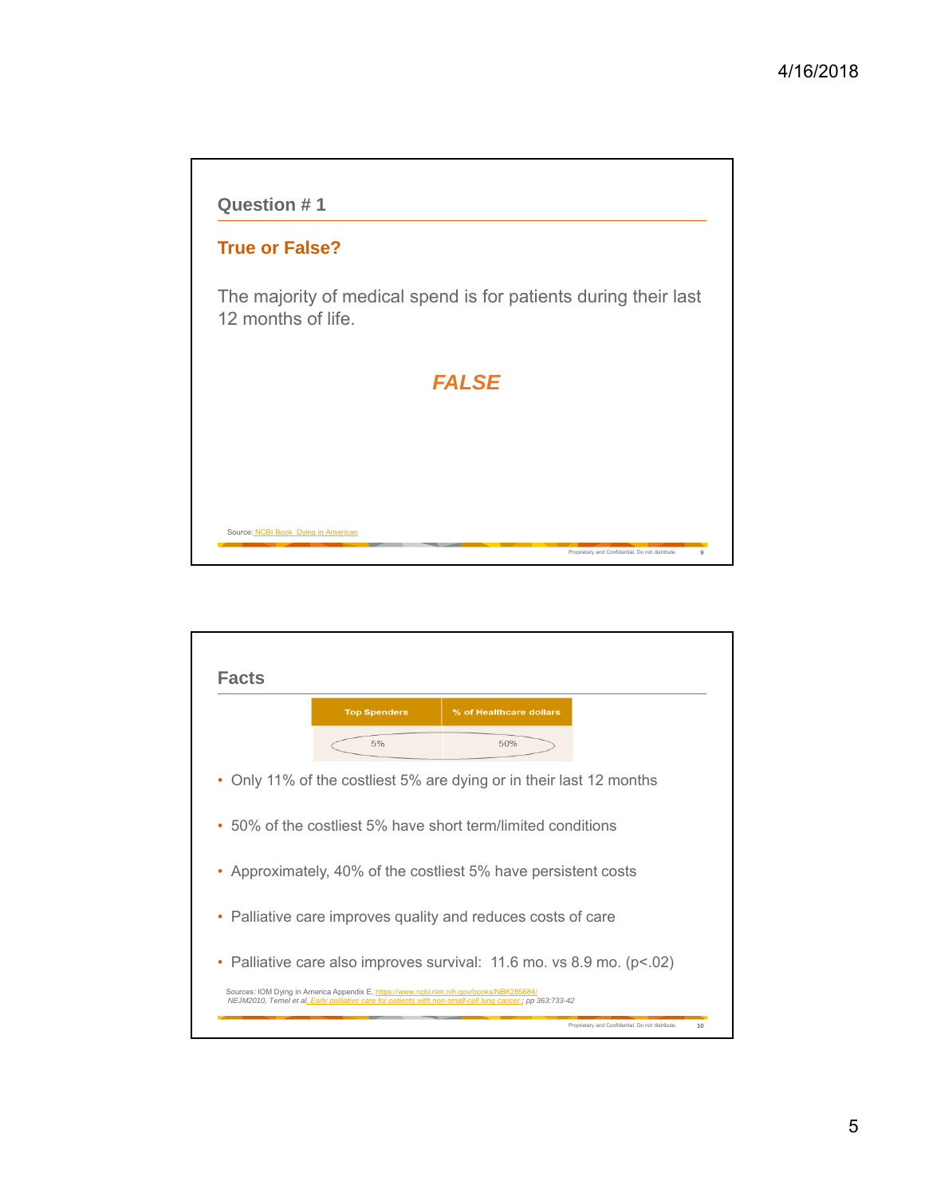## Question # 1

### True or False?

The majority of medical spend is for patients during their last 12 months of life.

***FALSE***

Source: NCBI Book Dying in American

## Facts

| Top Spenders | % of Healthcare dollars |
| --- | --- |
| 5% | 50% |

- Only 11% of the costliest 5% are dying or in their last 12 months
- 50% of the costliest 5% have short term/limited conditions
- Approximately, 40% of the costliest 5% have persistent costs
- Palliative care improves quality and reduces costs of care
- Palliative care also improves survival: 11.6 mo. vs 8.9 mo. ($p<.02$)

Sources: IOM Dying in America Appendix E, https://www.ncbi.nlm.nih.gov/books/NBK285684/
*NEJM2010, Temel et al. Early palliative care for patients with non-small-cell lung cancer ; pp 363:733-42*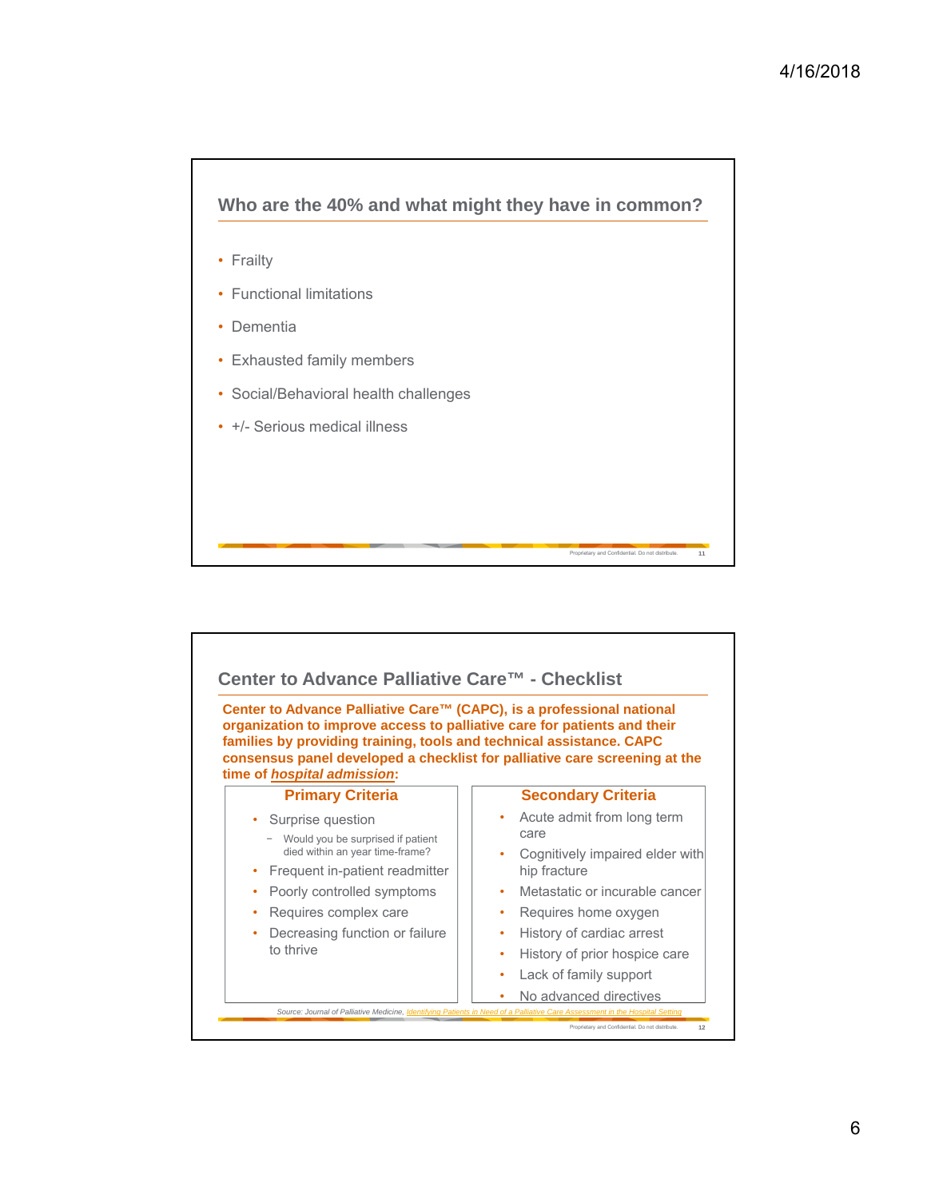## Who are the 40% and what might they have in common?

- Frailty
- Functional limitations
- Dementia
- Exhausted family members
- Social/Behavioral health challenges
- +/- Serious medical illness

## Center to Advance Palliative Care™ - Checklist

**Center to Advance Palliative Care™ (CAPC), is a professional national organization to improve access to palliative care for patients and their families by providing training, tools and technical assistance. CAPC consensus panel developed a checklist for palliative care screening at the time of *hospital admission*:**

### Primary Criteria

- Surprise question
  - Would you be surprised if patient died within an year time-frame?
- Frequent in-patient readmitter
- Poorly controlled symptoms
- Requires complex care
- Decreasing function or failure to thrive

### Secondary Criteria

- Acute admit from long term care
- Cognitively impaired elder with hip fracture
- Metastatic or incurable cancer
- Requires home oxygen
- History of cardiac arrest
- History of prior hospice care
- Lack of family support
- No advanced directives

*Source: Journal of Palliative Medicine, Identifying Patients in Need of a Palliative Care Assessment in the Hospital Setting*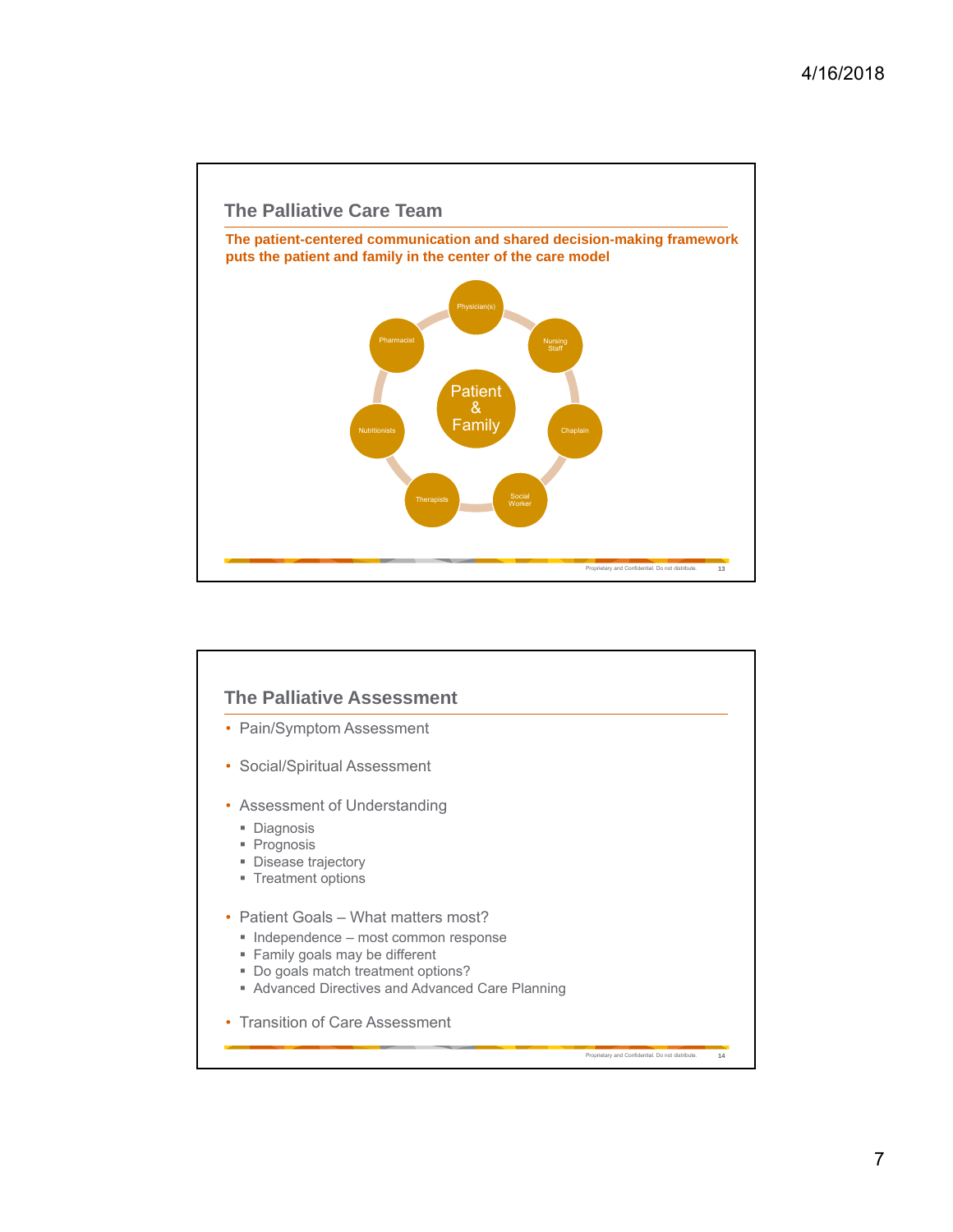## The Palliative Care Team

**The patient-centered communication and shared decision-making framework puts the patient and family in the center of the care model**

Patient & Family

Physician(s)

Nursing Staff

Chaplain

Social Worker

Therapists

Nutritionists

Pharmacist

Proprietary and Confidential. Do not distribute.

## The Palliative Assessment

- Pain/Symptom Assessment
- Social/Spiritual Assessment
- Assessment of Understanding
  - Diagnosis
  - Prognosis
  - Disease trajectory
  - Treatment options
- Patient Goals – What matters most?
  - Independence – most common response
  - Family goals may be different
  - Do goals match treatment options?
  - Advanced Directives and Advanced Care Planning
- Transition of Care Assessment

Proprietary and Confidential. Do not distribute.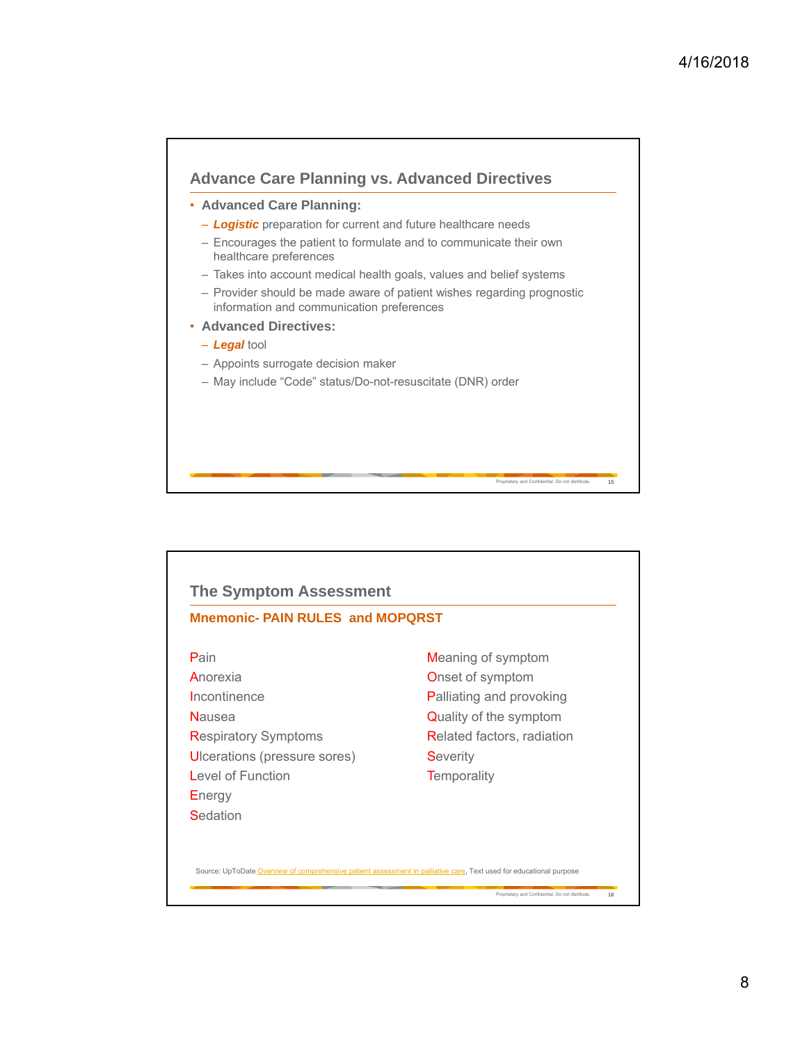## Advance Care Planning vs. Advanced Directives

- **Advanced Care Planning:**
  - ***Logistic*** preparation for current and future healthcare needs
  - Encourages the patient to formulate and to communicate their own healthcare preferences
  - Takes into account medical health goals, values and belief systems
  - Provider should be made aware of patient wishes regarding prognostic information and communication preferences
- **Advanced Directives:**
  - ***Legal*** tool
  - Appoints surrogate decision maker
  - May include "Code" status/Do-not-resuscitate (DNR) order

## The Symptom Assessment

### Mnemonic- PAIN RULES and MOPQRST

**P**ain
**A**norexia
**I**ncontinence
**N**ausea
**R**espiratory Symptoms
**U**lcerations (pressure sores)
**L**evel of Function
**E**nergy
**S**edation

**M**eaning of symptom
**O**nset of symptom
**P**alliating and provoking
**Q**uality of the symptom
**R**elated factors, radiation
**S**everity
**T**emporality

Source: UpToDate Overview of comprehensive patient assessment in palliative care, Text used for educational purpose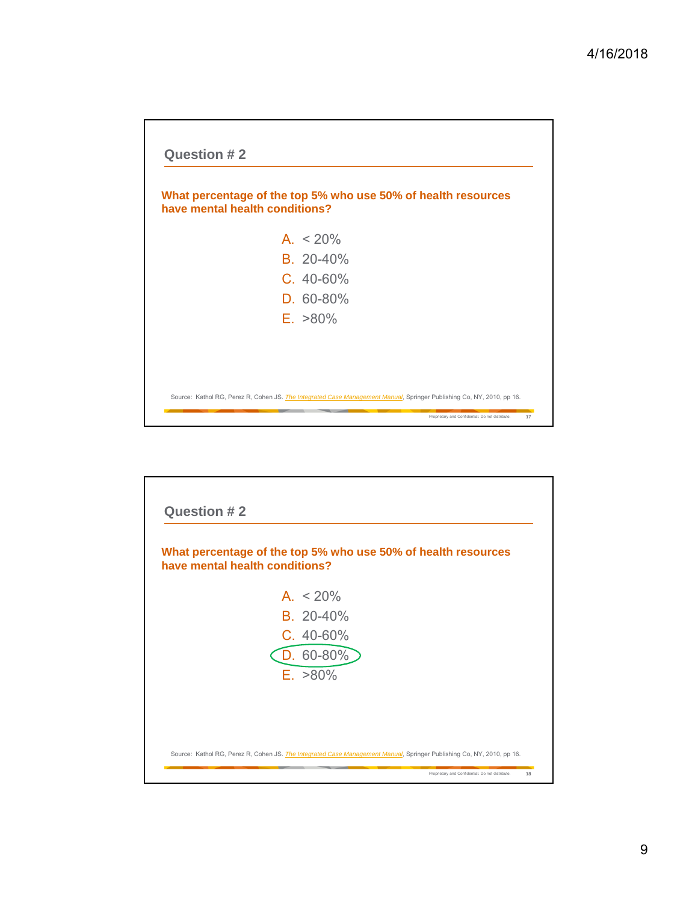## Question # 2

**What percentage of the top 5% who use 50% of health resources have mental health conditions?**

A. < 20%
B. 20-40%
C. 40-60%
D. 60-80%
E. >80%

Source: Kathol RG, Perez R, Cohen JS. *The Integrated Case Management Manual*, Springer Publishing Co, NY, 2010, pp 16.

Proprietary and Confidential. Do not distribute.

## Question # 2

**What percentage of the top 5% who use 50% of health resources have mental health conditions?**

A. < 20%
B. 20-40%
C. 40-60%
D. 60-80%
E. >80%

Source: Kathol RG, Perez R, Cohen JS. *The Integrated Case Management Manual*, Springer Publishing Co, NY, 2010, pp 16.

Proprietary and Confidential. Do not distribute.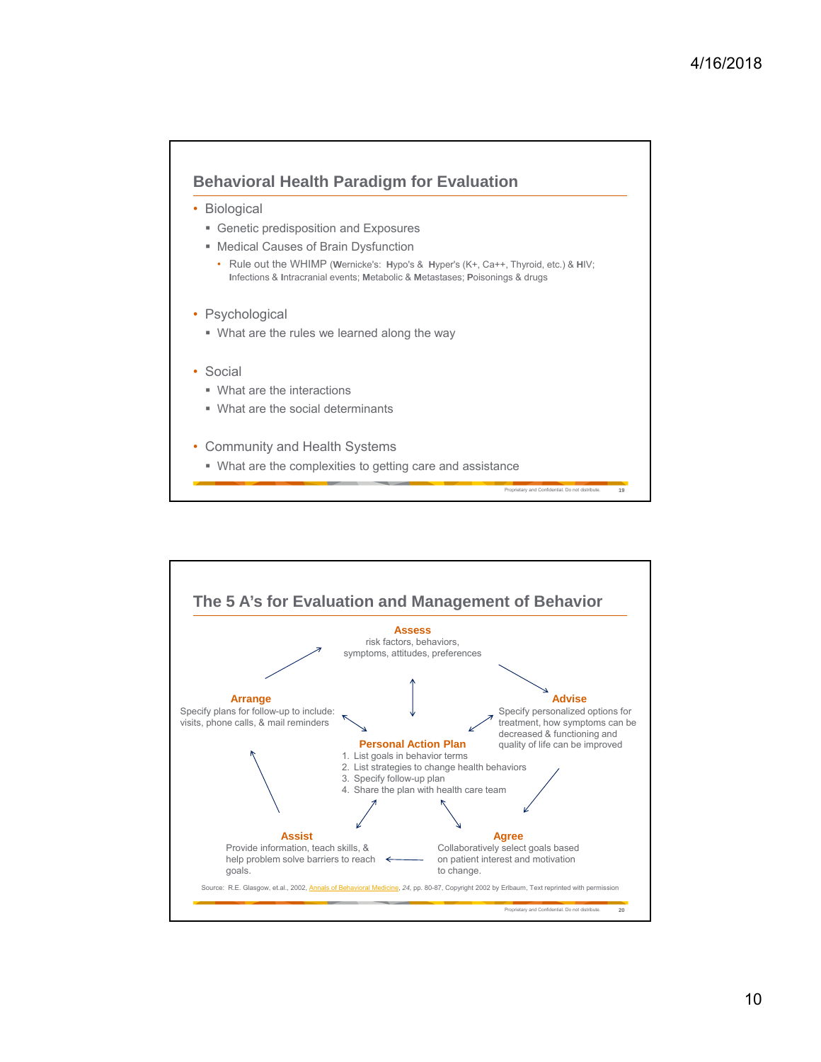## Behavioral Health Paradigm for Evaluation

- Biological
  - Genetic predisposition and Exposures
  - Medical Causes of Brain Dysfunction
    - Rule out the WHIMP (**W**ernicke's: **H**ypo's & **H**yper's (K+, Ca++, Thyroid, etc.) & **H**IV; **I**nfections & **I**ntracranial events; **M**etabolic & **M**etastases; **P**oisonings & drugs
- Psychological
  - What are the rules we learned along the way
- Social
  - What are the interactions
  - What are the social determinants
- Community and Health Systems
  - What are the complexities to getting care and assistance

## The 5 A's for Evaluation and Management of Behavior

**Assess**
risk factors, behaviors, symptoms, attitudes, preferences

**Advise**
Specify personalized options for treatment, how symptoms can be decreased & functioning and quality of life can be improved

**Agree**
Collaboratively select goals based on patient interest and motivation to change.

**Assist**
Provide information, teach skills, & help problem solve barriers to reach goals.

**Arrange**
Specify plans for follow-up to include: visits, phone calls, & mail reminders

**Personal Action Plan**

1. List goals in behavior terms
2. List strategies to change health behaviors
3. Specify follow-up plan
4. Share the plan with health care team

Source: R.E. Glasgow, et.al., 2002, Annals of Behavioral Medicine, *24*, pp. 80-87, Copyright 2002 by Erlbaum, Text reprinted with permission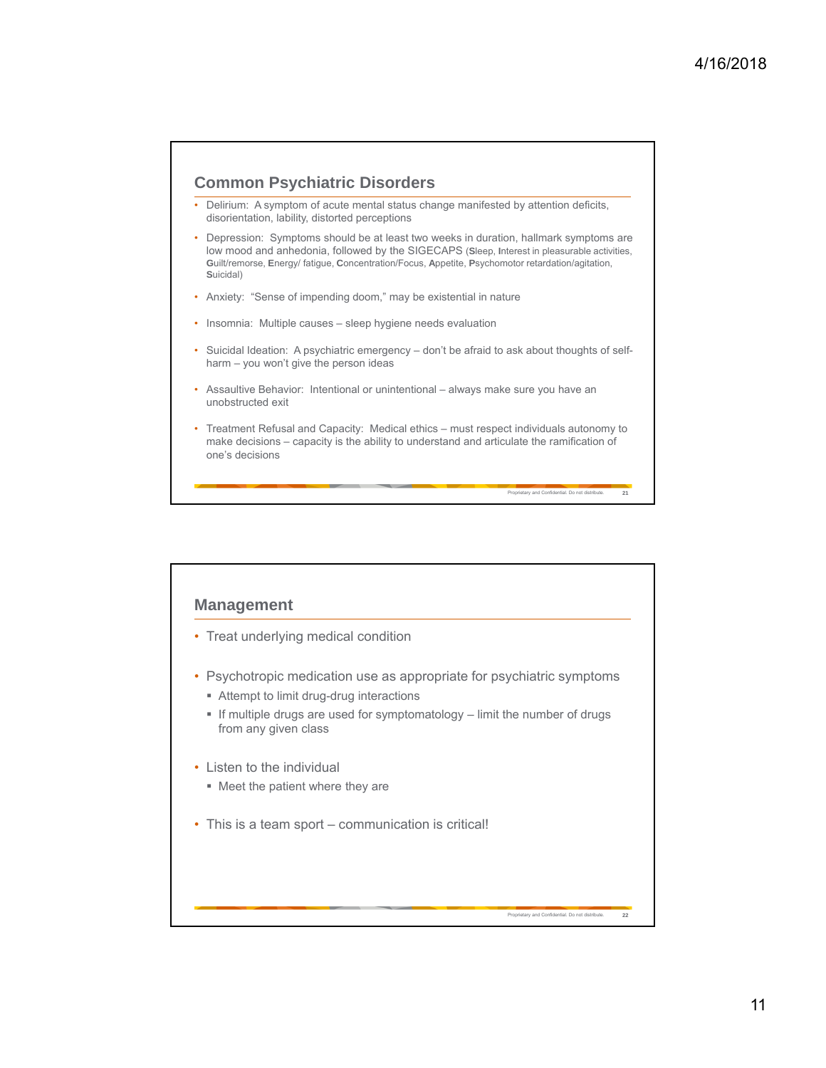## Common Psychiatric Disorders

- Delirium: A symptom of acute mental status change manifested by attention deficits, disorientation, lability, distorted perceptions
- Depression: Symptoms should be at least two weeks in duration, hallmark symptoms are low mood and anhedonia, followed by the SIGECAPS (**S**leep, **I**nterest in pleasurable activities, **G**uilt/remorse, **E**nergy/ fatigue, **C**oncentration/Focus, **A**ppetite, **P**sychomotor retardation/agitation, **S**uicidal)
- Anxiety: "Sense of impending doom," may be existential in nature
- Insomnia: Multiple causes – sleep hygiene needs evaluation
- Suicidal Ideation: A psychiatric emergency – don't be afraid to ask about thoughts of self-harm – you won't give the person ideas
- Assaultive Behavior: Intentional or unintentional – always make sure you have an unobstructed exit
- Treatment Refusal and Capacity: Medical ethics – must respect individuals autonomy to make decisions – capacity is the ability to understand and articulate the ramification of one's decisions

## Management

- Treat underlying medical condition
- Psychotropic medication use as appropriate for psychiatric symptoms
  - Attempt to limit drug-drug interactions
  - If multiple drugs are used for symptomatology – limit the number of drugs from any given class
- Listen to the individual
  - Meet the patient where they are
- This is a team sport – communication is critical!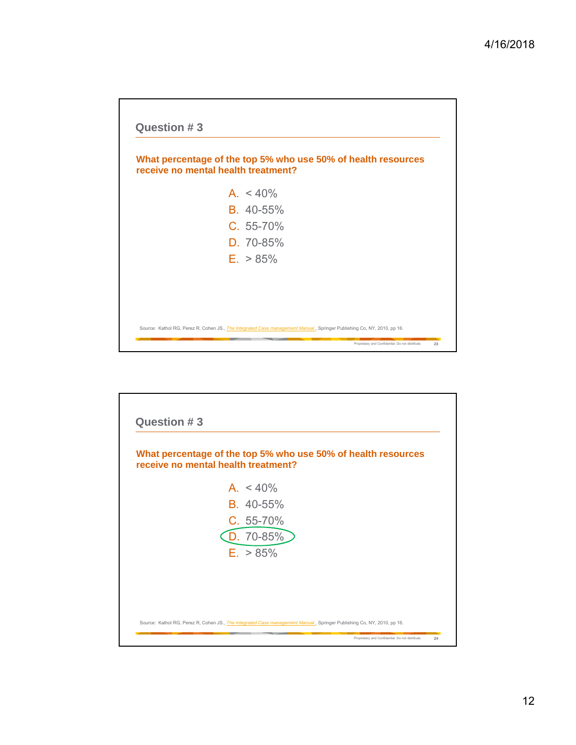## Question # 3

**What percentage of the top 5% who use 50% of health resources receive no mental health treatment?**

A. < 40%
B. 40-55%
C. 55-70%
D. 70-85%
E. > 85%

Source: Kathol RG, Perez R, Cohen JS., *The Integrated Case management Manual*, Springer Publishing Co, NY, 2010, pp 16.

Proprietary and Confidential. Do not distribute.

## Question # 3

**What percentage of the top 5% who use 50% of health resources receive no mental health treatment?**

A. < 40%
B. 40-55%
C. 55-70%
D. 70-85% (circled)
E. > 85%

Source: Kathol RG, Perez R, Cohen JS., *The Integrated Case management Manual*, Springer Publishing Co, NY, 2010, pp 16.

Proprietary and Confidential. Do not distribute.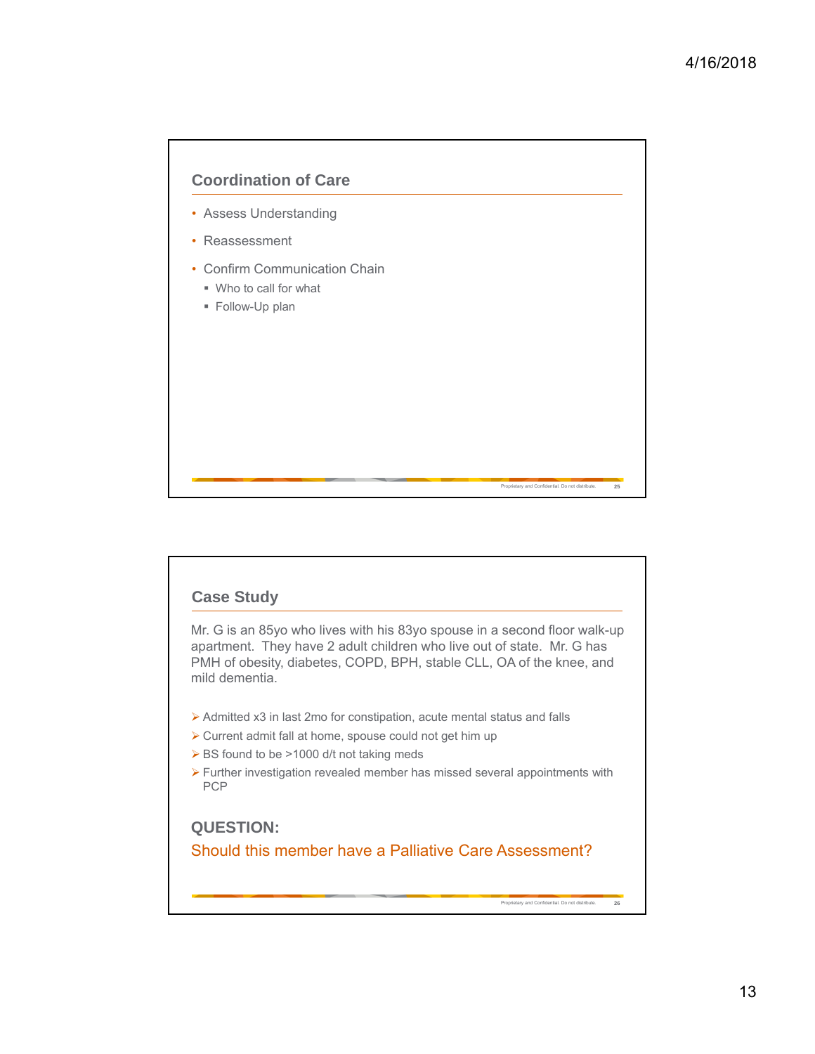## Coordination of Care

- Assess Understanding
- Reassessment
- Confirm Communication Chain
  - Who to call for what
  - Follow-Up plan

## Case Study

Mr. G is an 85yo who lives with his 83yo spouse in a second floor walk-up apartment. They have 2 adult children who live out of state. Mr. G has PMH of obesity, diabetes, COPD, BPH, stable CLL, OA of the knee, and mild dementia.

- Admitted x3 in last 2mo for constipation, acute mental status and falls
- Current admit fall at home, spouse could not get him up
- BS found to be >1000 d/t not taking meds
- Further investigation revealed member has missed several appointments with PCP

**QUESTION:**

Should this member have a Palliative Care Assessment?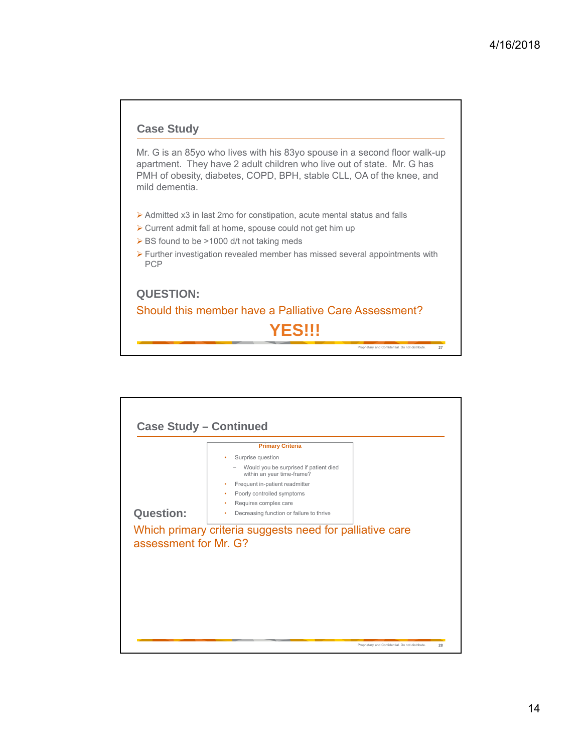## Case Study

Mr. G is an 85yo who lives with his 83yo spouse in a second floor walk-up apartment. They have 2 adult children who live out of state. Mr. G has PMH of obesity, diabetes, COPD, BPH, stable CLL, OA of the knee, and mild dementia.

- Admitted x3 in last 2mo for constipation, acute mental status and falls
- Current admit fall at home, spouse could not get him up
- BS found to be >1000 d/t not taking meds
- Further investigation revealed member has missed several appointments with PCP

**QUESTION:**

Should this member have a Palliative Care Assessment?

**YES!!!**

## Case Study – Continued

**Primary Criteria**

- Surprise question
  - Would you be surprised if patient died within an year time-frame?
- Frequent in-patient readmitter
- Poorly controlled symptoms
- Requires complex care
- Decreasing function or failure to thrive

**Question:**

Which primary criteria suggests need for palliative care assessment for Mr. G?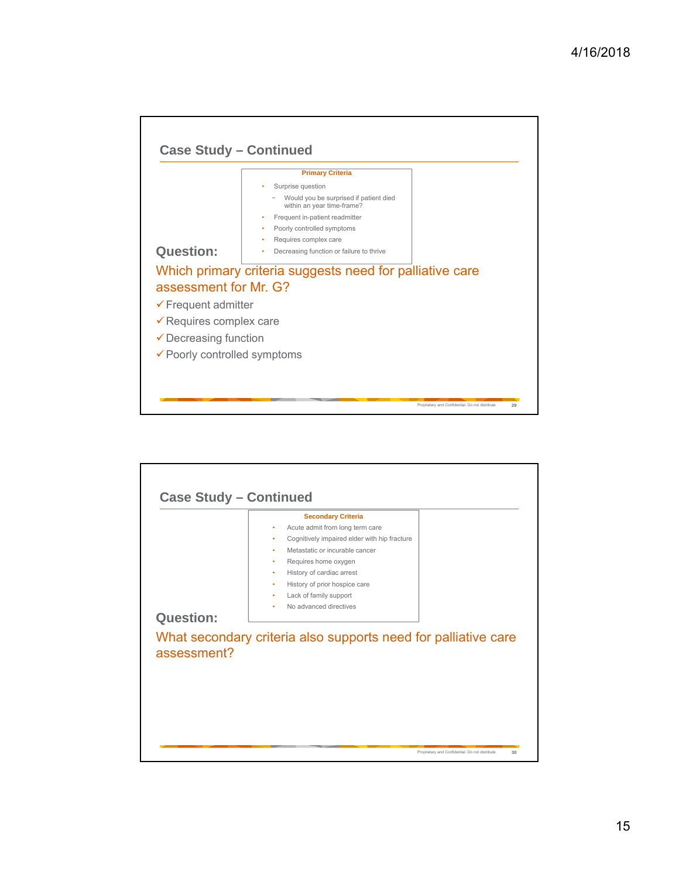## Case Study – Continued

**Primary Criteria**

- Surprise question
  - Would you be surprised if patient died within an year time-frame?
- Frequent in-patient readmitter
- Poorly controlled symptoms
- Requires complex care
- Decreasing function or failure to thrive

**Question:**

Which primary criteria suggests need for palliative care assessment for Mr. G?

- ✓ Frequent admitter
- ✓ Requires complex care
- ✓ Decreasing function
- ✓ Poorly controlled symptoms

Proprietary and Confidential. Do not distribute.

## Case Study – Continued

**Secondary Criteria**

- Acute admit from long term care
- Cognitively impaired elder with hip fracture
- Metastatic or incurable cancer
- Requires home oxygen
- History of cardiac arrest
- History of prior hospice care
- Lack of family support
- No advanced directives

**Question:**

What secondary criteria also supports need for palliative care assessment?

Proprietary and Confidential. Do not distribute.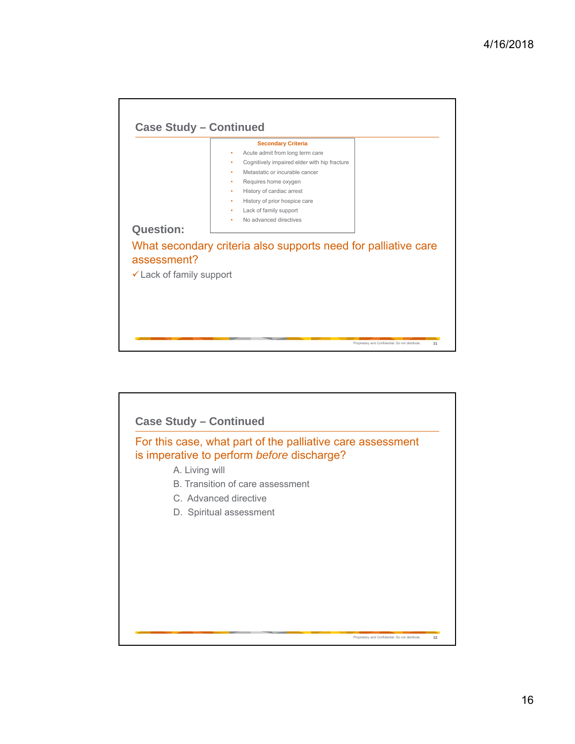## Case Study – Continued

**Secondary Criteria**

- Acute admit from long term care
- Cognitively impaired elder with hip fracture
- Metastatic or incurable cancer
- Requires home oxygen
- History of cardiac arrest
- History of prior hospice care
- Lack of family support
- No advanced directives

**Question:**

What secondary criteria also supports need for palliative care assessment?

✓ Lack of family support

## Case Study – Continued

For this case, what part of the palliative care assessment is imperative to perform *before* discharge?

A. Living will

B. Transition of care assessment

C. Advanced directive

D. Spiritual assessment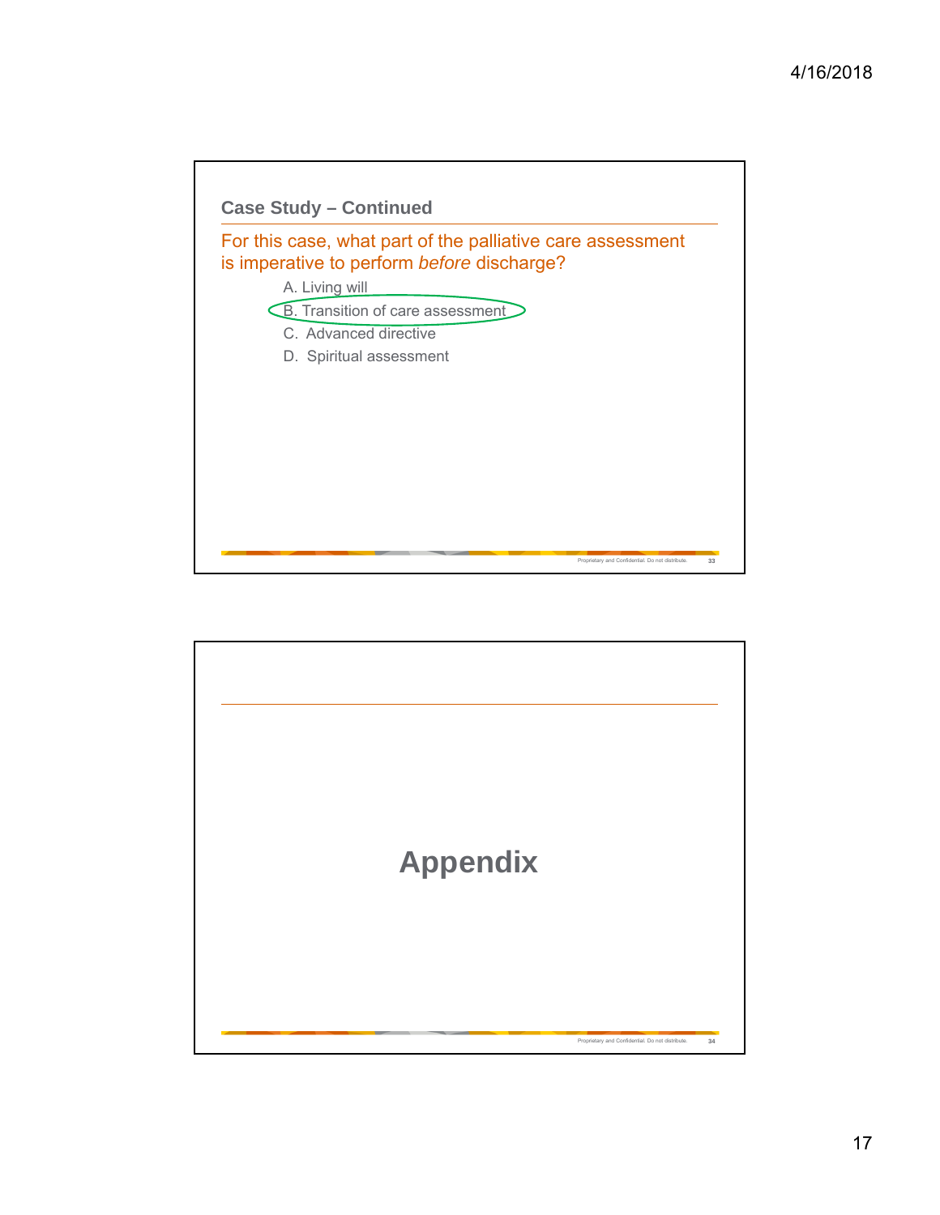## Case Study – Continued

For this case, what part of the palliative care assessment is imperative to perform *before* discharge?

A. Living will

B. Transition of care assessment

C. Advanced directive

D. Spiritual assessment

Proprietary and Confidential. Do not distribute.

# Appendix

Proprietary and Confidential. Do not distribute.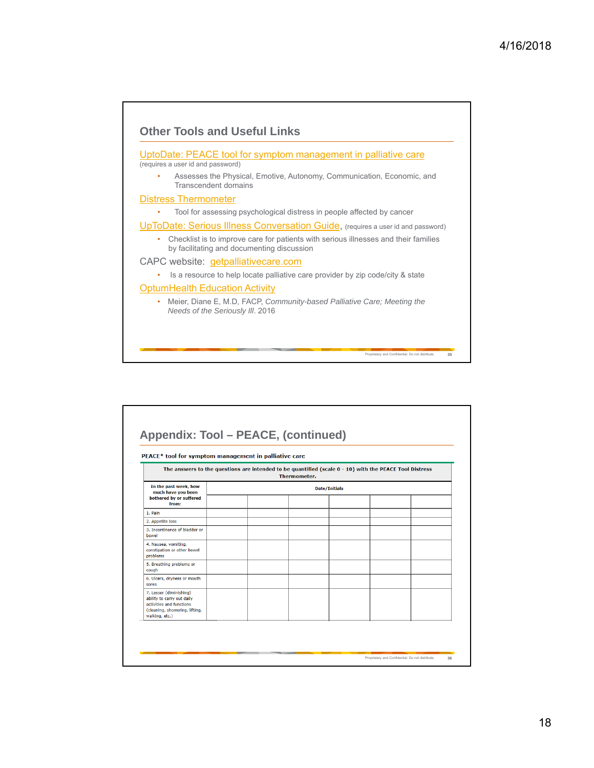## Other Tools and Useful Links

UptoDate: PEACE tool for symptom management in palliative care
(requires a user id and password)

- Assesses the Physical, Emotive, Autonomy, Communication, Economic, and Transcendent domains

Distress Thermometer

- Tool for assessing psychological distress in people affected by cancer

UpToDate: Serious Illness Conversation Guide, (requires a user id and password)

- Checklist is to improve care for patients with serious illnesses and their families by facilitating and documenting discussion

CAPC website: getpalliativecare.com

- Is a resource to help locate palliative care provider by zip code/city & state

OptumHealth Education Activity

- Meier, Diane E, M.D, FACP, *Community-based Palliative Care; Meeting the Needs of the Seriously Ill*. 2016

## Appendix: Tool – PEACE, (continued)

**PEACE* tool for symptom management in palliative care**

| The answers to the questions are intended to be quantified (scale 0 - 10) with the PEACE Tool Distress Thermometer. | | | | | | |
|---|---|---|---|---|---|---|
| **In the past week, how much have you been bothered by or suffered from:** | **Date/Initials** | | | | | |
| | | | | | | |
| 1. Pain | | | | | | |
| 2. Appetite loss | | | | | | |
| 3. Incontinence of bladder or bowel | | | | | | |
| 4. Nausea, vomiting, constipation or other bowel problems | | | | | | |
| 5. Breathing problems or cough | | | | | | |
| 6. Ulcers, dryness or mouth sores | | | | | | |
| 7. Lesser (diminishing) ability to carry out daily activities and functions (cleaning, showering, lifting, walking, etc.) | | | | | | |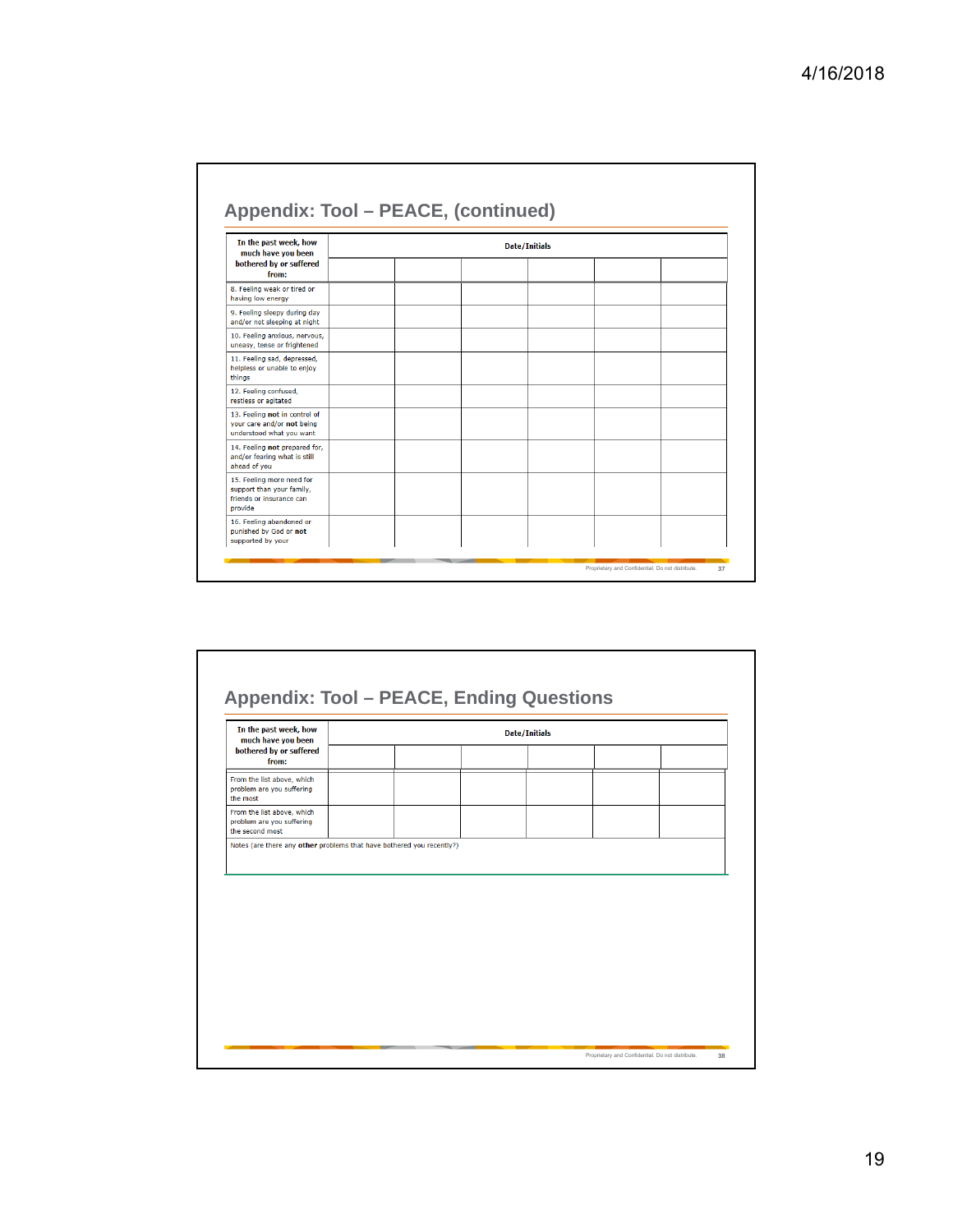## Appendix: Tool – PEACE, (continued)

| In the past week, how much have you been bothered by or suffered from: | Date/Initials | | | | | |
|---|---|---|---|---|---|---|
| | | | | | | |
| 8. Feeling weak or tired or having low energy | | | | | | |
| 9. Feeling sleepy during day and/or not sleeping at night | | | | | | |
| 10. Feeling anxious, nervous, uneasy, tense or frightened | | | | | | |
| 11. Feeling sad, depressed, helpless or unable to enjoy things | | | | | | |
| 12. Feeling confused, restless or agitated | | | | | | |
| 13. Feeling **not** in control of your care and/or **not** being understood what you want | | | | | | |
| 14. Feeling **not** prepared for, and/or fearing what is still ahead of you | | | | | | |
| 15. Feeling more need for support than your family, friends or insurance can provide | | | | | | |
| 16. Feeling abandoned or punished by God or **not** supported by your | | | | | | |

Proprietary and Confidential. Do not distribute.

## Appendix: Tool – PEACE, Ending Questions

| In the past week, how much have you been bothered by or suffered from: | Date/Initials | | | | | |
|---|---|---|---|---|---|---|
| | | | | | | |
| From the list above, which problem are you suffering the most | | | | | | |
| From the list above, which problem are you suffering the second most | | | | | | |
| Notes (are there any **other** problems that have bothered you recently?) | | | | | | |

Proprietary and Confidential. Do not distribute.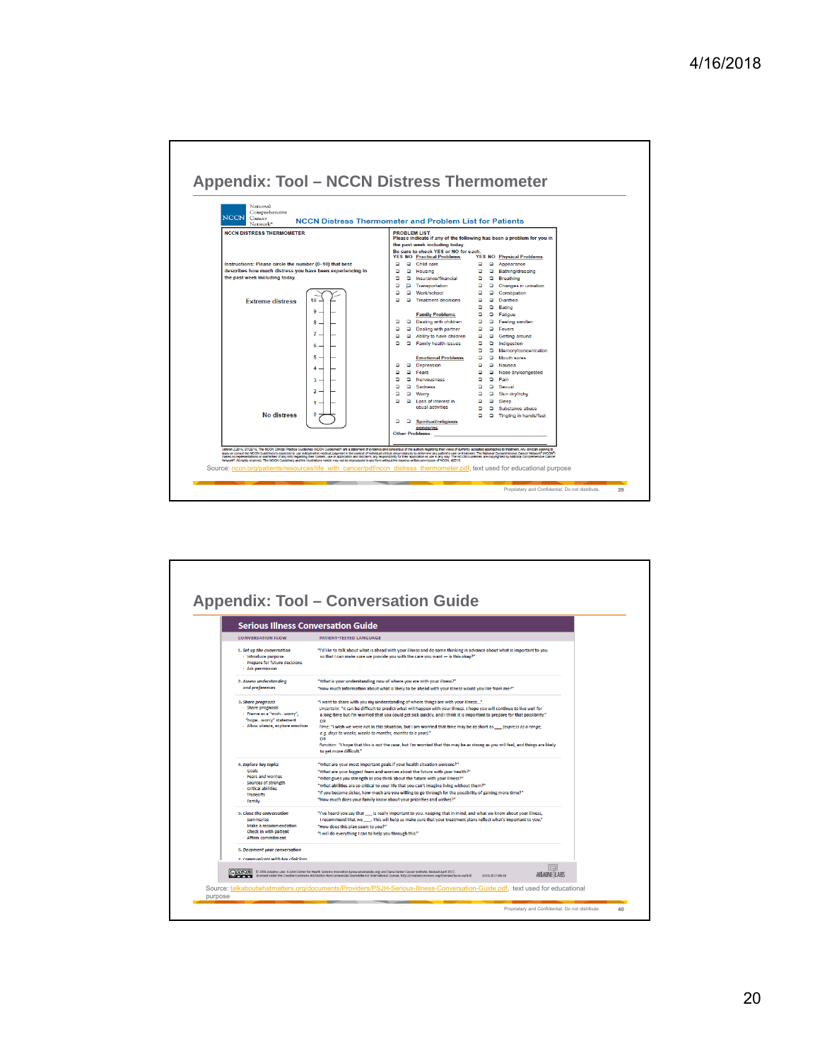## Appendix: Tool – NCCN Distress Thermometer

National Comprehensive Cancer Network®

**NCCN Distress Thermometer and Problem List for Patients**

**NCCN DISTRESS THERMOMETER**

Instructions: Please circle the number (0–10) that best describes how much distress you have been experiencing in the past week including today.

Extreme distress — 10, 9, 8, 7, 6, 5, 4, 3, 2, 1, 0 — No distress

**PROBLEM LIST**

Please indicate if any of the following has been a problem for you in the past week including today. Be sure to check YES or NO for each.

| YES | NO | Practical Problems | YES | NO | Physical Problems |
|---|---|---|---|---|---|
| ❑ | ❑ | Child care | ❑ | ❑ | Appearance |
| ❑ | ❑ | Housing | ❑ | ❑ | Bathing/dressing |
| ❑ | ❑ | Insurance/financial | ❑ | ❑ | Breathing |
| ❑ | ❑ | Transportation | ❑ | ❑ | Changes in urination |
| ❑ | ❑ | Work/school | ❑ | ❑ | Constipation |
| ❑ | ❑ | Treatment decisions | ❑ | ❑ | Diarrhea |
| | | | ❑ | ❑ | Eating |
| | | **Family Problems** | ❑ | ❑ | Fatigue |
| ❑ | ❑ | Dealing with children | ❑ | ❑ | Feeling swollen |
| ❑ | ❑ | Dealing with partner | ❑ | ❑ | Fevers |
| ❑ | ❑ | Ability to have children | ❑ | ❑ | Getting around |
| ❑ | ❑ | Family health issues | ❑ | ❑ | Indigestion |
| | | | ❑ | ❑ | Memory/concentration |
| | | **Emotional Problems** | ❑ | ❑ | Mouth sores |
| ❑ | ❑ | Depression | ❑ | ❑ | Nausea |
| ❑ | ❑ | Fears | ❑ | ❑ | Nose dry/congested |
| ❑ | ❑ | Nervousness | ❑ | ❑ | Pain |
| ❑ | ❑ | Sadness | ❑ | ❑ | Sexual |
| ❑ | ❑ | Worry | ❑ | ❑ | Skin dry/itchy |
| ❑ | ❑ | Loss of interest in usual activities | ❑ | ❑ | Sleep |
| | | | ❑ | ❑ | Substance abuse |
| ❑ | ❑ | Spiritual/religious concerns | ❑ | ❑ | Tingling in hands/feet |

Other Problems: ____________________

Source: nccn.org/patients/resources/life_with_cancer/pdf/nccn_distress_thermometer.pdf, text used for educational purpose

## Appendix: Tool – Conversation Guide

**Serious Illness Conversation Guide**

| CONVERSATION FLOW | PATIENT-TESTED LANGUAGE |
|---|---|
| 1. *Set up the conversation* – Introduce purpose – Prepare for future decisions – Ask permission | "I'd like to talk about what is ahead with your illness and do some thinking in advance about what is important to you so that I can make sure we provide you with the care you want — is this okay?" |
| 2. *Assess understanding and preferences* | "What is your understanding now of where you are with your illness?" "How much information about what is likely to be ahead with your illness would you like from me?" |
| 3. *Share prognosis* – Share prognosis – Frame as a "wish...worry", "hope...worry" statement – Allow silence, explore emotion | "I want to share with you my understanding of where things are with your illness..." *Uncertain:* "It can be difficult to predict what will happen with your illness. I hope you will continue to live well for a long time but I'm worried that you could get sick quickly, and I think it is important to prepare for that possibility." OR *Time:* "I wish we were not in this situation, but I am worried that time may be as short as ___ *(express as a range, e.g. days to weeks, weeks to months, months to a year)*." OR *Function:* "I hope that this is not the case, but I'm worried that this may be as strong as you will feel, and things are likely to get more difficult." |
| 4. *Explore key topics* – Goals – Fears and worries – Sources of strength – Critical abilities – Tradeoffs – Family | "What are your most important goals if your health situation worsens?" "What are your biggest fears and worries about the future with your health?" "What gives you strength as you think about the future with your illness?" "What abilities are so critical to your life that you can't imagine living without them?" "If you become sicker, how much are you willing to go through for the possibility of gaining more time?" "How much does your family know about your priorities and wishes?" |
| 5. *Close the conversation* – Summarize – Make a recommendation – Check in with patient – Affirm commitment | "I've heard you say that ___ is really important to you. Keeping that in mind, and what we know about your illness, I recommend that we ___. This will help us make sure that your treatment plans reflect what's important to you." "How does this plan seem to you?" "I will do everything I can to help you through this." |
| 6. *Document your conversation* | |
| 7. *Communicate with key clinicians* | |

Source: talkaboutwhatmatters.org/documents/Providers/PSJH-Serious-Illness-Conversation-Guide.pdf, text used for educational purpose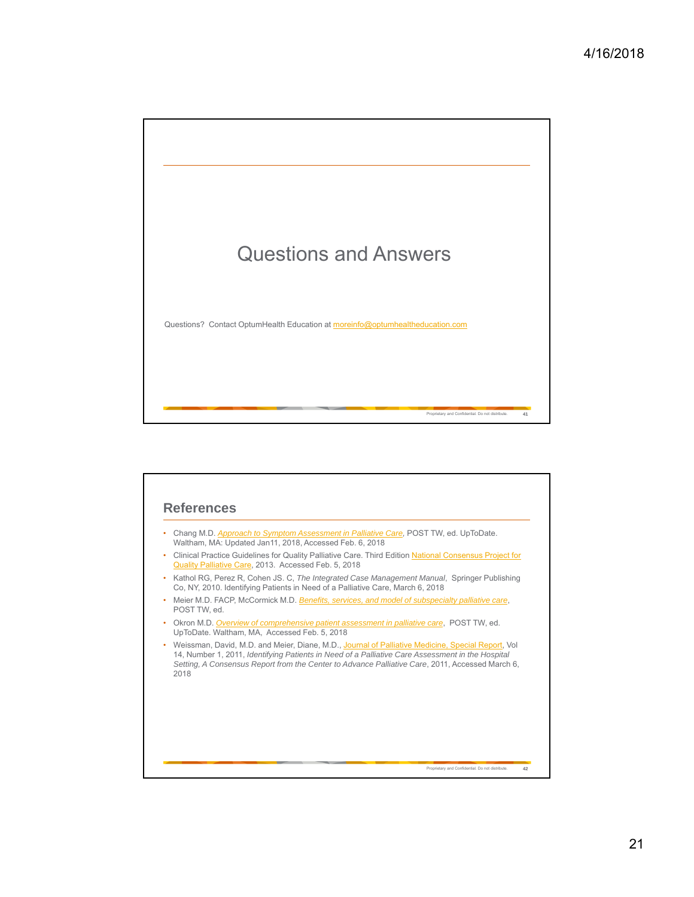# Questions and Answers

Questions? Contact OptumHealth Education at moreinfo@optumhealtheducation.com

## References

- Chang M.D. *Approach to Symptom Assessment in Palliative Care*, POST TW, ed. UpToDate. Waltham, MA: Updated Jan11, 2018, Accessed Feb. 6, 2018
- Clinical Practice Guidelines for Quality Palliative Care. Third Edition National Consensus Project for Quality Palliative Care, 2013. Accessed Feb. 5, 2018
- Kathol RG, Perez R, Cohen JS. C, *The Integrated Case Management Manual*, Springer Publishing Co, NY, 2010. Identifying Patients in Need of a Palliative Care, March 6, 2018
- Meier M.D. FACP, McCormick M.D. *Benefits, services, and model of subspecialty palliative care*, POST TW, ed.
- Okron M.D. *Overview of comprehensive patient assessment in palliative care*, POST TW, ed. UpToDate. Waltham, MA, Accessed Feb. 5, 2018
- Weissman, David, M.D. and Meier, Diane, M.D., Journal of Palliative Medicine, Special Report, Vol 14, Number 1, 2011, *Identifying Patients in Need of a Palliative Care Assessment in the Hospital Setting, A Consensus Report from the Center to Advance Palliative Care*, 2011, Accessed March 6, 2018